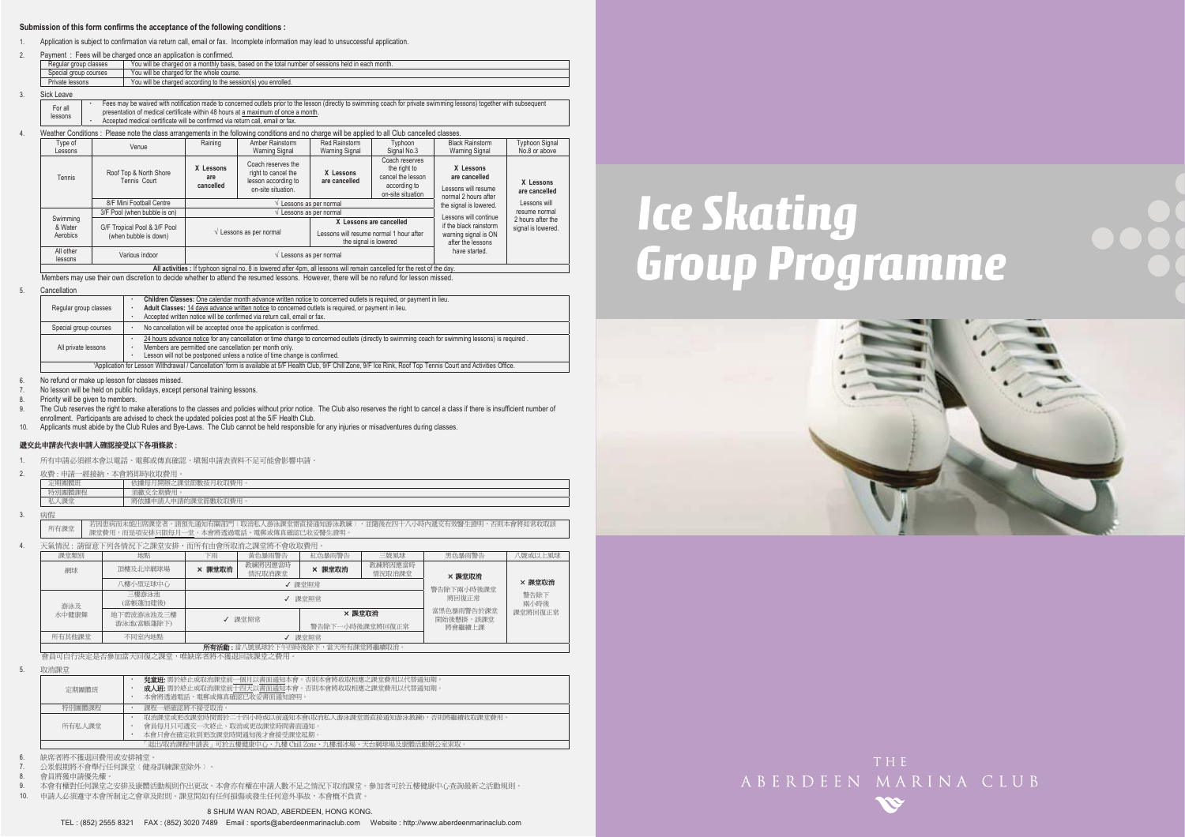**Submission of this form confirms the acceptance of the following conditions :**

1. Application is subject to confirmation via return call, email or fax. Incomplete information may lead to unsuccessful application.

2. Payment : Fees will be charged once an application is confirmed.

| | |
|---|---|
| Regular group classes | You will be charged on a monthly basis, based on the total number of sessions held in each month. |
| Special group courses | You will be charged for the whole course. |
| Private lessons | You will be charged according to the session(s) you enrolled. |

3. Sick Leave

| | |
|---|---|
| For all lessons | • Fees may be waived with notification made to concerned outlets prior to the lesson (directly to swimming coach for private swimming lessons) together with subsequent presentation of medical certificate within 48 hours at a maximum of once a month.<br>• Accepted medical certificate will be confirmed via return call, email or fax. |

4. Weather Conditions : Please note the class arrangements in the following conditions and no charge will be applied to all Club cancelled classes.

| Type of Lessons | Venue | Raining | Amber Rainstorm Warning Signal | Red Rainstorm Warning Signal | Typhoon Signal No.3 | Black Rainstorm Warning Signal | Typhoon Signal No.8 or above |
|---|---|---|---|---|---|---|---|
| Tennis | Roof Top & North Shore Tennis Court | X Lessons are cancelled | Coach reserves the right to cancel the lesson according to on-site situation. | X Lessons are cancelled | Coach reserves the right to cancel the lesson according to on-site situation | X Lessons are cancelled<br>Lessons will resume normal 2 hours after the signal is lowered. | X Lessons are cancelled<br>Lessons will resume normal 2 hours after the signal is lowered. |
| | 8/F Mini Football Centre | √ Lessons as per normal | | | | | |
| Swimming & Water Aerobics | 3/F Pool (when bubble is on) | √ Lessons as per normal | | | | Lessons will continue if the black rainstorm warning signal is ON after the lessons have started. | |
| | G/F Tropical Pool & 3/F Pool (when bubble is down) | √ Lessons as per normal | | X Lessons are cancelled<br>Lessons will resume normal 1 hour after the signal is lowered | | | |
| All other lessons | Various indoor | √ Lessons as per normal | | | | | |
| **All activities :** If typhoon signal no. 8 is lowered after 4pm, all lessons will remain cancelled for the rest of the day. | | | | | | | |

Members may use their own discretion to decide whether to attend the resumed lessons. However, there will be no refund for lesson missed.

5. Cancellation

| | |
|---|---|
| Regular group classes | • **Children Classes:** One calendar month advance written notice to concerned outlets is required, or payment in lieu.<br>• **Adult Classes:** 14 days advance written notice to concerned outlets is required, or payment in lieu.<br>• Accepted written notice will be confirmed via return call, email or fax. |
| Special group courses | • No cancellation will be accepted once the application is confirmed. |
| All private lessons | • 24 hours advance notice for any cancellation or time change to concerned outlets (directly to swimming coach for swimming lessons) is required .<br>• Members are permitted one cancellation per month only.<br>• Lesson will not be postponed unless a notice of time change is confirmed. |
| 'Application for Lesson Withdrawal / Cancellation' form is available at 5/F Health Club, 9/F Chill Zone, 9/F Ice Rink, Roof Top Tennis Court and Activities Office. | |

6. No refund or make up lesson for classes missed.
7. No lesson will be held on public holidays, except personal training lessons.
8. Priority will be given to members.
9. The Club reserves the right to make alterations to the classes and policies without prior notice. The Club also reserves the right to cancel a class if there is insufficient number of enrollment. Participants are advised to check the updated policies post at the 5/F Health Club.
10. Applicants must abide by the Club Rules and Bye-Laws. The Club cannot be held responsible for any injuries or misadventures during classes.

**遞交此申請表代表申請人確認接受以下各項條款：**

1. 所有申請必須經本會以電話、電郵或傳真確認。填報申請表資料不足可能會影響申請。

2. 收費：申請一經接納，本會將即時收取費用。

| | |
|---|---|
| 定期團體班 | 依據每月開辦之課堂節數按月收取費用。 |
| 特別團體課程 | 須繳交全期費用。 |
| 私人課堂 | 將依據申請人申請的課堂節數收取費用。 |

3. 病假

| | |
|---|---|
| 所有課堂 | 若因患病而未能出席課堂者，請預先通知有關部門（取消私人游泳課堂需直接通知游泳教練），並隨後在四十八小時內遞交有效醫生證明，否則本會將如常收取該課堂費用，而是項安排只限每月一堂。本會將透過電話、電郵或傳真確認已收妥醫生證明。 |

4. 天氣情況：請留意下列各情況下之課堂安排，而所有由會所取消之課堂將不會收取費用。

| 課堂類別 | 地點 | 下雨 | 黃色暴雨警告 | 紅色暴雨警告 | 三號風球 | 黑色暴雨警告 | 八號或以上風球 |
|---|---|---|---|---|---|---|---|
| 網球 | 頂樓及北岸網球場 | × 課堂取消 | 教練將因應當時情況取消課堂 | × 課堂取消 | 教練將因應當時情況取消課堂 | × 課堂取消<br>警告除下兩小時後課堂將回復正常 | × 課堂取消<br>警告除下兩小時後課堂將回復正常 |
| | 八樓小型足球中心 | ✓ 課堂照常 | | | | | |
| 游泳及水中健康舞 | 三樓游泳池(當帳篷加建後) | ✓ 課堂照常 | | | | 當黑色暴雨警告於課堂開始後懸掛，該課堂將會繼續上課 | |
| | 地下碧波游泳池及三樓游泳池(當帳篷除下) | ✓ 課堂照常 | | × 課堂取消<br>警告除下一小時後課堂將回復正常 | | | |
| 所有其他課堂 | 不同室內地點 | ✓ 課堂照常 | | | | | |
| **所有活動：**當八號風球於下午四時後除下，當天所有課堂將繼續取消。 | | | | | | | |

會員可自行決定是否參加當天回復之課堂，唯缺席者將不獲退回該課堂之費用。

5. 取消課堂

| | |
|---|---|
| 定期團體班 | • **兒童班:** 需於終止或取消課堂前一個月以書面通知本會，否則本會將收取相應之課堂費用以代替通知期。<br>• **成人班:** 需於終止或取消課堂前十四天以書面通知本會，否則本會將收取相應之課堂費用以代替通知期。<br>• 本會將透過電話、電郵或傳真確認已收妥書面通知證明。 |
| 特別團體課程 | • 課程一經確認將不接受取消。 |
| 所有私人課堂 | • 取消課堂或更改課堂時間需於二十四小時或以前通知本會(取消私人游泳課堂需直接通知游泳教練)，否則將繼續收取課堂費用。<br>• 會員每月只可遞交一次終止、取消或更改課堂時間書面通知。<br>• 本會只會在確定收到更改課堂時間通知後才會接受課堂延期。 |
| 「退出/取消課程申請表」可於五樓健康中心、九樓 Chill Zone、九樓溜冰場、天台網球場及康體活動辦公室索取。 | |

6. 缺席者將不獲退回費用或安排補堂。
7. 公眾假期將不會舉行任何課堂（健身訓練課堂除外）。
8. 會員將獲申請優先權。
9. 本會有權對任何課堂之安排及康體活動規則作出更改。本會亦有權在申請人數不足之情況下取消課堂。參加者可於五樓健康中心查詢最新之活動規則。
10. 申請人必須遵守本會所制定之會章及附則。課堂間如有任何損傷或發生任何意外事故，本會概不負責。

8 SHUM WAN ROAD, ABERDEEN, HONG KONG.

TEL : (852) 2555 8321 FAX : (852) 3020 7489 Email : sports@aberdeenmarinaclub.com Website : http://www.aberdeenmarinaclub.com

# Ice Skating Group Programme

THE ABERDEEN MARINA CLUB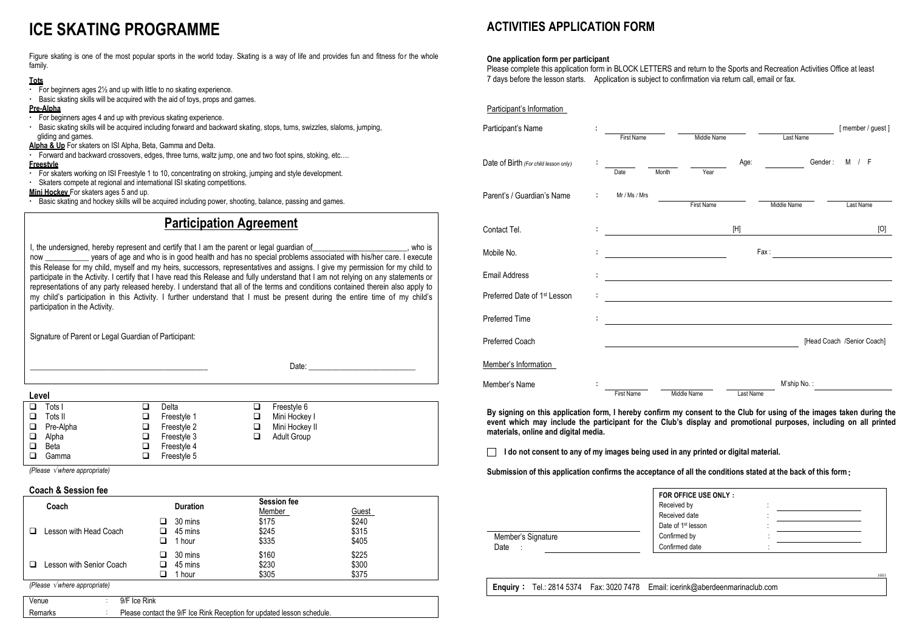# ICE SKATING PROGRAMME

Figure skating is one of the most popular sports in the world today. Skating is a way of life and provides fun and fitness for the whole family.

**Tots**

- For beginners ages 2½ and up with little to no skating experience.
- Basic skating skills will be acquired with the aid of toys, props and games.

**Pre-Alpha**

- For beginners ages 4 and up with previous skating experience.
- Basic skating skills will be acquired including forward and backward skating, stops, turns, swizzles, slaloms, jumping, gliding and games.

**Alpha & Up** For skaters on ISI Alpha, Beta, Gamma and Delta.

- Forward and backward crossovers, edges, three turns, waltz jump, one and two foot spins, stoking, etc….

**Freestyle**

- For skaters working on ISI Freestyle 1 to 10, concentrating on stroking, jumping and style development.
- Skaters compete at regional and international ISI skating competitions.

**Mini Hockey** For skaters ages 5 and up.

- Basic skating and hockey skills will be acquired including power, shooting, balance, passing and games.

## Participation Agreement

I, the undersigned, hereby represent and certify that I am the parent or legal guardian of_______________________, who is now __________ years of age and who is in good health and has no special problems associated with his/her care. I execute this Release for my child, myself and my heirs, successors, representatives and assigns. I give my permission for my child to participate in the Activity. I certify that I have read this Release and fully understand that I am not relying on any statements or representations of any party released hereby. I understand that all of the terms and conditions contained therein also apply to my child's participation in this Activity. I further understand that I must be present during the entire time of my child's participation in the Activity.

Signature of Parent or Legal Guardian of Participant:

_____________________________________________ Date: ___________________________

### Level

| | | |
|---|---|---|
| ❑ Tots I | ❑ Delta | ❑ Freestyle 6 |
| ❑ Tots II | ❑ Freestyle 1 | ❑ Mini Hockey I |
| ❑ Pre-Alpha | ❑ Freestyle 2 | ❑ Mini Hockey II |
| ❑ Alpha | ❑ Freestyle 3 | ❑ Adult Group |
| ❑ Beta | ❑ Freestyle 4 | |
| ❑ Gamma | ❑ Freestyle 5 | |

*(Please √ where appropriate)*

### Coach & Session fee

| Coach | Duration | Session fee Member | Guest |
|---|---|---|---|
| ❑ Lesson with Head Coach | ❑ 30 mins | $175 | $240 |
| | ❑ 45 mins | $245 | $315 |
| | ❑ 1 hour | $335 | $405 |
| ❑ Lesson with Senior Coach | ❑ 30 mins | $160 | $225 |
| | ❑ 45 mins | $230 | $300 |
| | ❑ 1 hour | $305 | $375 |

*(Please √ where appropriate)*

| | | |
|---|---|---|
| Venue | : | 9/F Ice Rink |
| Remarks | : | Please contact the 9/F Ice Rink Reception for updated lesson schedule. |

# ACTIVITIES APPLICATION FORM

**One application form per participant**

Please complete this application form in BLOCK LETTERS and return to the Sports and Recreation Activities Office at least 7 days before the lesson starts. Application is subject to confirmation via return call, email or fax.

Participant's Information

Participant's Name : __________ First Name __________ Middle Name __________ Last Name [ member / guest ]

Date of Birth *(For child lesson only)* : ______ Date ______ Month ______ Year Age: ______ Gender : M / F

Parent's / Guardian's Name : Mr / Ms / Mrs __________ First Name __________ Middle Name __________ Last Name

Contact Tel. : ______________________ [H] ______________________ [O]

Mobile No. : ______________________ Fax : ______________________

Email Address : ______________________

Preferred Date of 1st Lesson : ______________________

Preferred Time : ______________________

Preferred Coach ______________________ [Head Coach /Senior Coach]

Member's Information

Member's Name : __________ First Name __________ Middle Name __________ Last Name M'ship No. : __________

**By signing on this application form, I hereby confirm my consent to the Club for using of the images taken during the event which may include the participant for the Club's display and promotional purposes, including on all printed materials, online and digital media.**

❑ **I do not consent to any of my images being used in any printed or digital material.**

**Submission of this application confirms the acceptance of all the conditions stated at the back of this form.**

Member's Signature ______________________

Date : ______________________

| FOR OFFICE USE ONLY : | | |
|---|---|---|
| Received by | : | |
| Received date | : | |
| Date of 1st lesson | : | |
| Confirmed by | : | |
| Confirmed date | : | |

1601

**Enquiry :** Tel.: 2814 5374 Fax: 3020 7478 Email: icerink@aberdeenmarinaclub.com